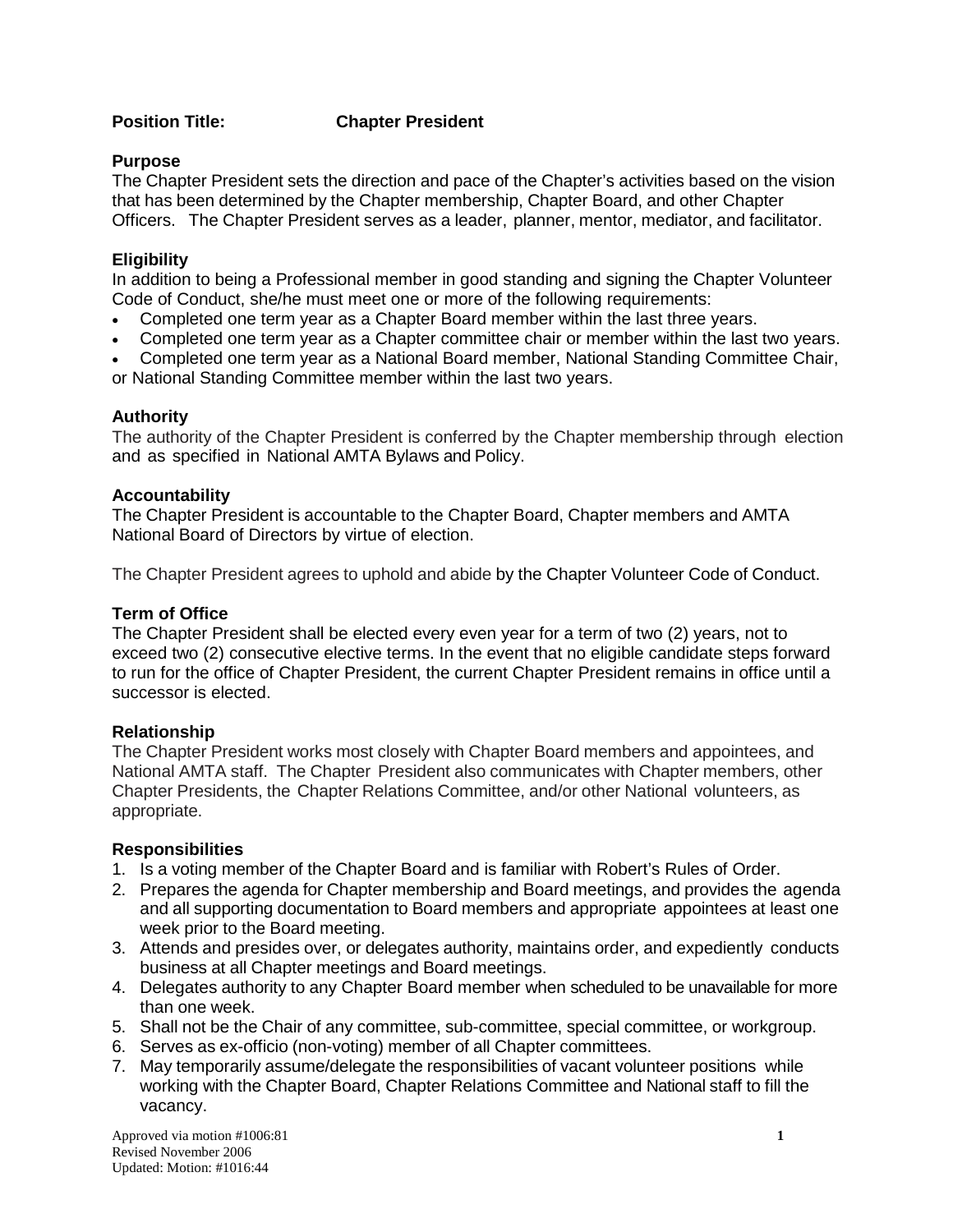**Position Title: Chapter President**

**Purpose**

The Chapter President sets the direction and pace of the Chapter's activities based on the vision that has been determined by the Chapter membership, Chapter Board, and other Chapter Officers. The Chapter President serves as a leader, planner, mentor, mediator, and facilitator.

**Eligibility**

In addition to being a Professional member in good standing and signing the Chapter Volunteer Code of Conduct, she/he must meet one or more of the following requirements:

- Completed one term year as a Chapter Board member within the last three years.
- Completed one term year as a Chapter committee chair or member within the last two years.
- Completed one term year as a National Board member, National Standing Committee Chair, or National Standing Committee member within the last two years.

**Authority**

The authority of the Chapter President is conferred by the Chapter membership through election and as specified in National AMTA Bylaws and Policy.

**Accountability**

The Chapter President is accountable to the Chapter Board, Chapter members and AMTA National Board of Directors by virtue of election.

The Chapter President agrees to uphold and abide by the Chapter Volunteer Code of Conduct.

**Term of Office**

The Chapter President shall be elected every even year for a term of two (2) years, not to exceed two (2) consecutive elective terms. In the event that no eligible candidate steps forward to run for the office of Chapter President, the current Chapter President remains in office until a successor is elected.

**Relationship**

The Chapter President works most closely with Chapter Board members and appointees, and National AMTA staff. The Chapter President also communicates with Chapter members, other Chapter Presidents, the Chapter Relations Committee, and/or other National volunteers, as appropriate.

**Responsibilities**

1. Is a voting member of the Chapter Board and is familiar with Robert's Rules of Order.
2. Prepares the agenda for Chapter membership and Board meetings, and provides the agenda and all supporting documentation to Board members and appropriate appointees at least one week prior to the Board meeting.
3. Attends and presides over, or delegates authority, maintains order, and expediently conducts business at all Chapter meetings and Board meetings.
4. Delegates authority to any Chapter Board member when scheduled to be unavailable for more than one week.
5. Shall not be the Chair of any committee, sub-committee, special committee, or workgroup.
6. Serves as ex-officio (non-voting) member of all Chapter committees.
7. May temporarily assume/delegate the responsibilities of vacant volunteer positions while working with the Chapter Board, Chapter Relations Committee and National staff to fill the vacancy.

Approved via motion #1006:81
Revised November 2006
Updated: Motion: #1016:44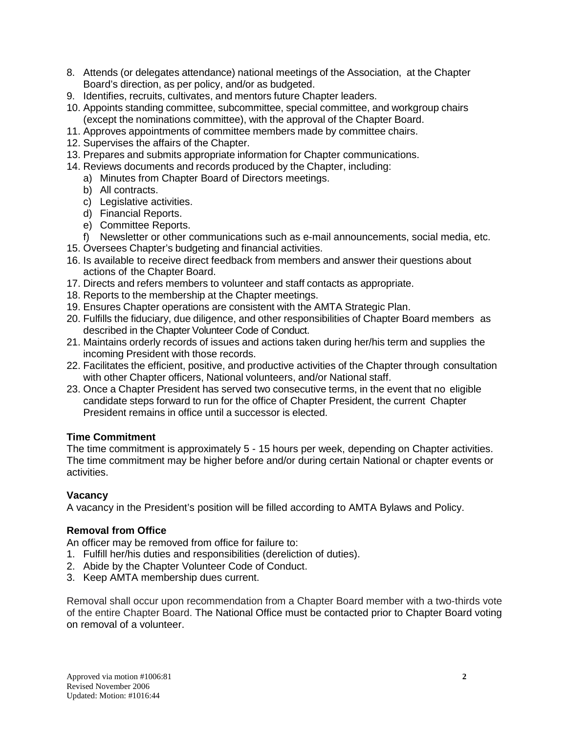8. Attends (or delegates attendance) national meetings of the Association, at the Chapter Board's direction, as per policy, and/or as budgeted.
9. Identifies, recruits, cultivates, and mentors future Chapter leaders.
10. Appoints standing committee, subcommittee, special committee, and workgroup chairs (except the nominations committee), with the approval of the Chapter Board.
11. Approves appointments of committee members made by committee chairs.
12. Supervises the affairs of the Chapter.
13. Prepares and submits appropriate information for Chapter communications.
14. Reviews documents and records produced by the Chapter, including:
    a) Minutes from Chapter Board of Directors meetings.
    b) All contracts.
    c) Legislative activities.
    d) Financial Reports.
    e) Committee Reports.
    f) Newsletter or other communications such as e-mail announcements, social media, etc.
15. Oversees Chapter's budgeting and financial activities.
16. Is available to receive direct feedback from members and answer their questions about actions of the Chapter Board.
17. Directs and refers members to volunteer and staff contacts as appropriate.
18. Reports to the membership at the Chapter meetings.
19. Ensures Chapter operations are consistent with the AMTA Strategic Plan.
20. Fulfills the fiduciary, due diligence, and other responsibilities of Chapter Board members as described in the Chapter Volunteer Code of Conduct.
21. Maintains orderly records of issues and actions taken during her/his term and supplies the incoming President with those records.
22. Facilitates the efficient, positive, and productive activities of the Chapter through consultation with other Chapter officers, National volunteers, and/or National staff.
23. Once a Chapter President has served two consecutive terms, in the event that no eligible candidate steps forward to run for the office of Chapter President, the current Chapter President remains in office until a successor is elected.

**Time Commitment**

The time commitment is approximately 5 - 15 hours per week, depending on Chapter activities. The time commitment may be higher before and/or during certain National or chapter events or activities.

**Vacancy**

A vacancy in the President's position will be filled according to AMTA Bylaws and Policy.

**Removal from Office**

An officer may be removed from office for failure to:

1. Fulfill her/his duties and responsibilities (dereliction of duties).
2. Abide by the Chapter Volunteer Code of Conduct.
3. Keep AMTA membership dues current.

Removal shall occur upon recommendation from a Chapter Board member with a two-thirds vote of the entire Chapter Board. The National Office must be contacted prior to Chapter Board voting on removal of a volunteer.

Approved via motion #1006:81
Revised November 2006
Updated: Motion: #1016:44